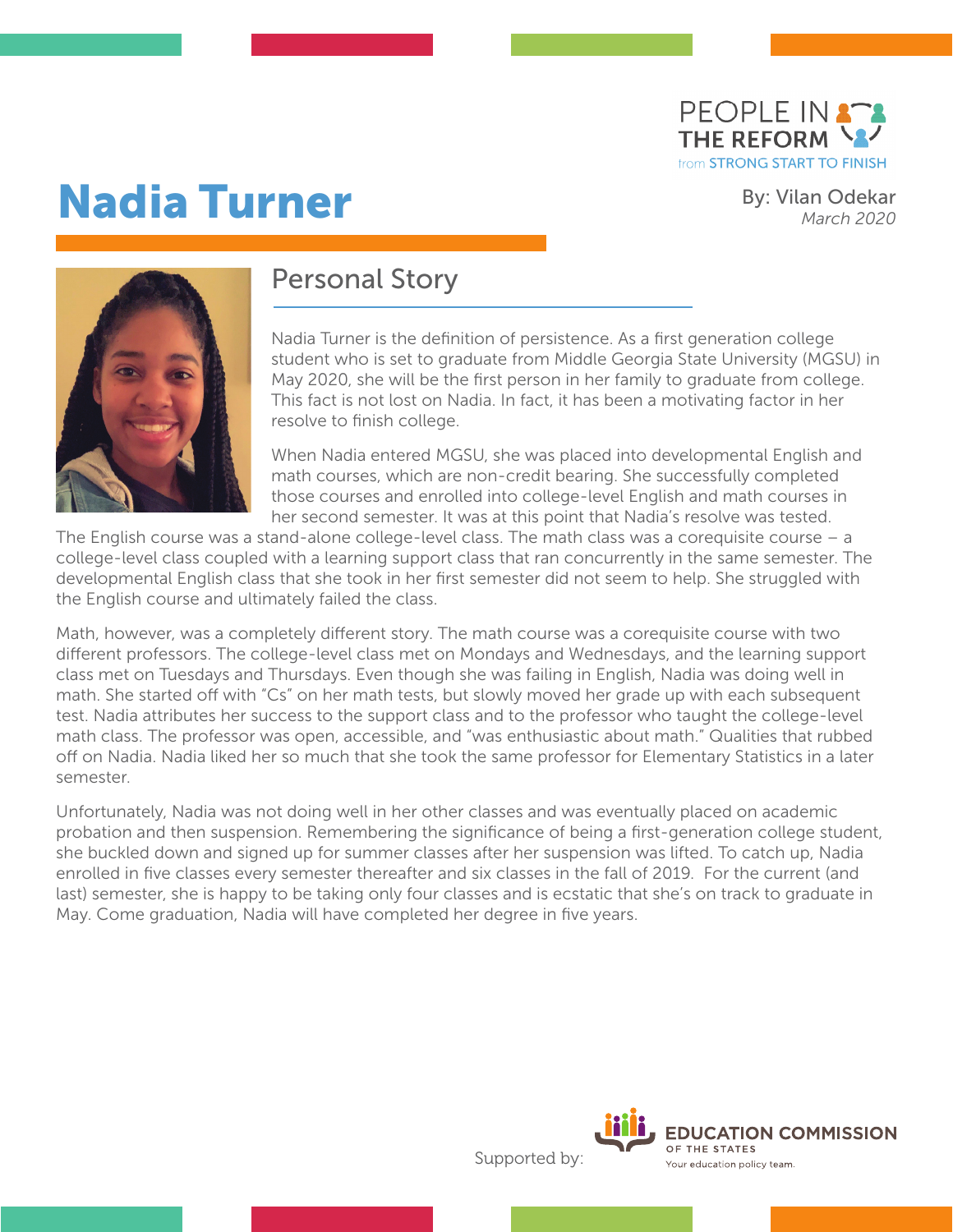PEOPLE IN THE REFORM
from STRONG START TO FINISH

# Nadia Turner

By: Vilan Odekar
*March 2020*

## Personal Story

Nadia Turner is the definition of persistence. As a first generation college student who is set to graduate from Middle Georgia State University (MGSU) in May 2020, she will be the first person in her family to graduate from college. This fact is not lost on Nadia. In fact, it has been a motivating factor in her resolve to finish college.

When Nadia entered MGSU, she was placed into developmental English and math courses, which are non-credit bearing. She successfully completed those courses and enrolled into college-level English and math courses in her second semester. It was at this point that Nadia's resolve was tested. The English course was a stand-alone college-level class. The math class was a corequisite course – a college-level class coupled with a learning support class that ran concurrently in the same semester. The developmental English class that she took in her first semester did not seem to help. She struggled with the English course and ultimately failed the class.

Math, however, was a completely different story. The math course was a corequisite course with two different professors. The college-level class met on Mondays and Wednesdays, and the learning support class met on Tuesdays and Thursdays. Even though she was failing in English, Nadia was doing well in math. She started off with "Cs" on her math tests, but slowly moved her grade up with each subsequent test. Nadia attributes her success to the support class and to the professor who taught the college-level math class. The professor was open, accessible, and "was enthusiastic about math." Qualities that rubbed off on Nadia. Nadia liked her so much that she took the same professor for Elementary Statistics in a later semester.

Unfortunately, Nadia was not doing well in her other classes and was eventually placed on academic probation and then suspension. Remembering the significance of being a first-generation college student, she buckled down and signed up for summer classes after her suspension was lifted. To catch up, Nadia enrolled in five classes every semester thereafter and six classes in the fall of 2019. For the current (and last) semester, she is happy to be taking only four classes and is ecstatic that she's on track to graduate in May. Come graduation, Nadia will have completed her degree in five years.

Supported by: EDUCATION COMMISSION OF THE STATES
Your education policy team.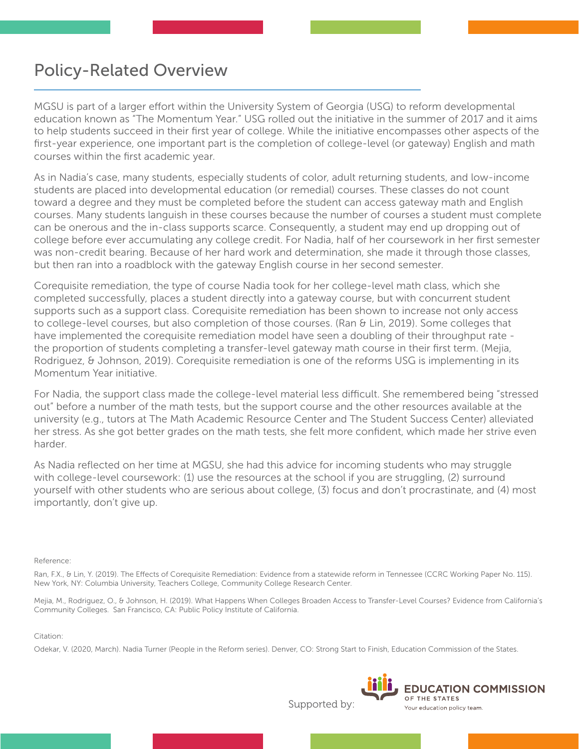# Policy-Related Overview

MGSU is part of a larger effort within the University System of Georgia (USG) to reform developmental education known as "The Momentum Year." USG rolled out the initiative in the summer of 2017 and it aims to help students succeed in their first year of college. While the initiative encompasses other aspects of the first-year experience, one important part is the completion of college-level (or gateway) English and math courses within the first academic year.

As in Nadia's case, many students, especially students of color, adult returning students, and low-income students are placed into developmental education (or remedial) courses. These classes do not count toward a degree and they must be completed before the student can access gateway math and English courses. Many students languish in these courses because the number of courses a student must complete can be onerous and the in-class supports scarce. Consequently, a student may end up dropping out of college before ever accumulating any college credit. For Nadia, half of her coursework in her first semester was non-credit bearing. Because of her hard work and determination, she made it through those classes, but then ran into a roadblock with the gateway English course in her second semester.

Corequisite remediation, the type of course Nadia took for her college-level math class, which she completed successfully, places a student directly into a gateway course, but with concurrent student supports such as a support class. Corequisite remediation has been shown to increase not only access to college-level courses, but also completion of those courses. (Ran & Lin, 2019). Some colleges that have implemented the corequisite remediation model have seen a doubling of their throughput rate - the proportion of students completing a transfer-level gateway math course in their first term. (Mejia, Rodriguez, & Johnson, 2019). Corequisite remediation is one of the reforms USG is implementing in its Momentum Year initiative.

For Nadia, the support class made the college-level material less difficult. She remembered being "stressed out" before a number of the math tests, but the support course and the other resources available at the university (e.g., tutors at The Math Academic Resource Center and The Student Success Center) alleviated her stress. As she got better grades on the math tests, she felt more confident, which made her strive even harder.

As Nadia reflected on her time at MGSU, she had this advice for incoming students who may struggle with college-level coursework: (1) use the resources at the school if you are struggling, (2) surround yourself with other students who are serious about college, (3) focus and don't procrastinate, and (4) most importantly, don't give up.

Reference:

Ran, F.X., & Lin, Y. (2019). The Effects of Corequisite Remediation: Evidence from a statewide reform in Tennessee (CCRC Working Paper No. 115). New York, NY: Columbia University, Teachers College, Community College Research Center.

Mejia, M., Rodriguez, O., & Johnson, H. (2019). What Happens When Colleges Broaden Access to Transfer-Level Courses? Evidence from California's Community Colleges. San Francisco, CA: Public Policy Institute of California.

Citation:

Odekar, V. (2020, March). Nadia Turner (People in the Reform series). Denver, CO: Strong Start to Finish, Education Commission of the States.

Supported by: EDUCATION COMMISSION OF THE STATES Your education policy team.